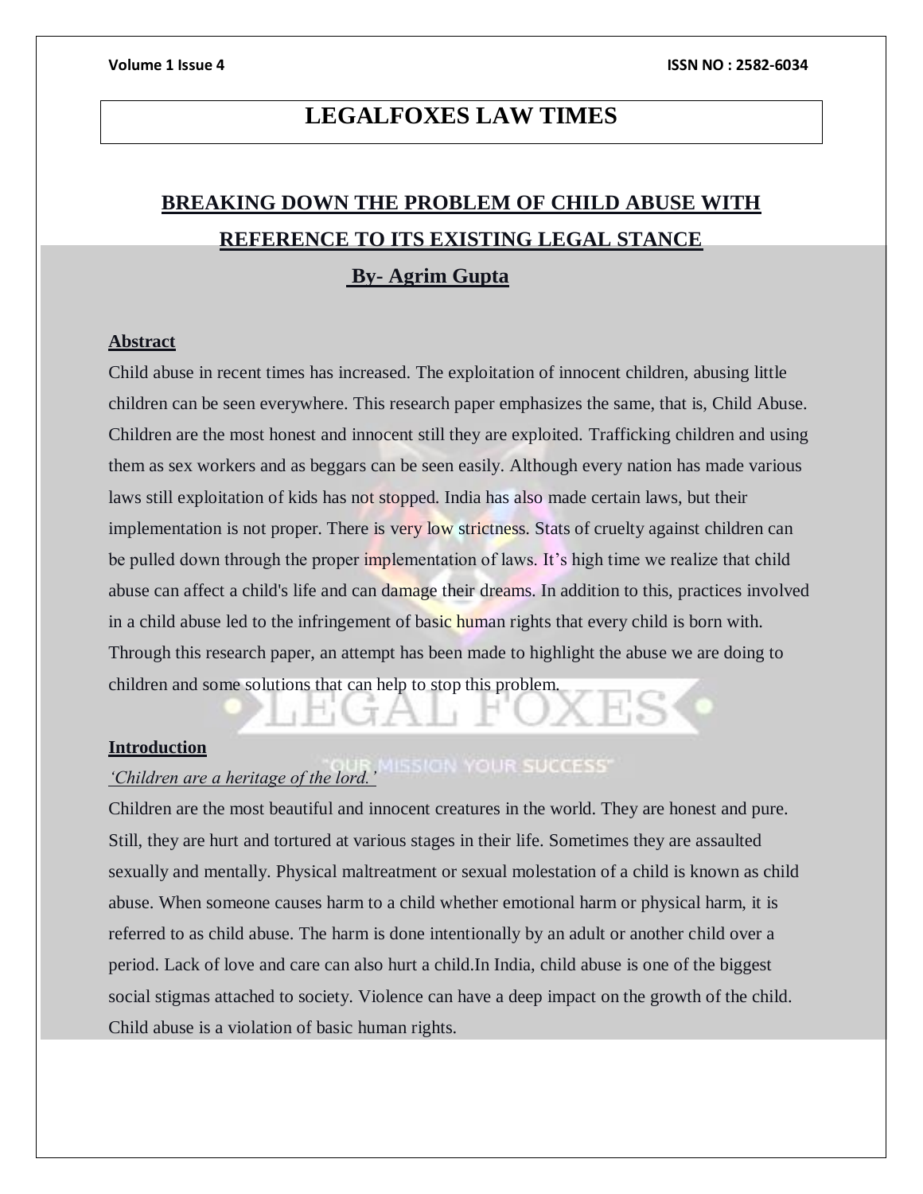# LEGALFOXES LAW TIMES

## BREAKING DOWN THE PROBLEM OF CHILD ABUSE WITH REFERENCE TO ITS EXISTING LEGAL STANCE

**By- Agrim Gupta**

### Abstract

Child abuse in recent times has increased. The exploitation of innocent children, abusing little children can be seen everywhere. This research paper emphasizes the same, that is, Child Abuse. Children are the most honest and innocent still they are exploited. Trafficking children and using them as sex workers and as beggars can be seen easily. Although every nation has made various laws still exploitation of kids has not stopped. India has also made certain laws, but their implementation is not proper. There is very low strictness. Stats of cruelty against children can be pulled down through the proper implementation of laws. It's high time we realize that child abuse can affect a child's life and can damage their dreams. In addition to this, practices involved in a child abuse led to the infringement of basic human rights that every child is born with. Through this research paper, an attempt has been made to highlight the abuse we are doing to children and some solutions that can help to stop this problem.

### Introduction

*'Children are a heritage of the lord.'*

Children are the most beautiful and innocent creatures in the world. They are honest and pure. Still, they are hurt and tortured at various stages in their life. Sometimes they are assaulted sexually and mentally. Physical maltreatment or sexual molestation of a child is known as child abuse. When someone causes harm to a child whether emotional harm or physical harm, it is referred to as child abuse. The harm is done intentionally by an adult or another child over a period. Lack of love and care can also hurt a child.In India, child abuse is one of the biggest social stigmas attached to society. Violence can have a deep impact on the growth of the child. Child abuse is a violation of basic human rights.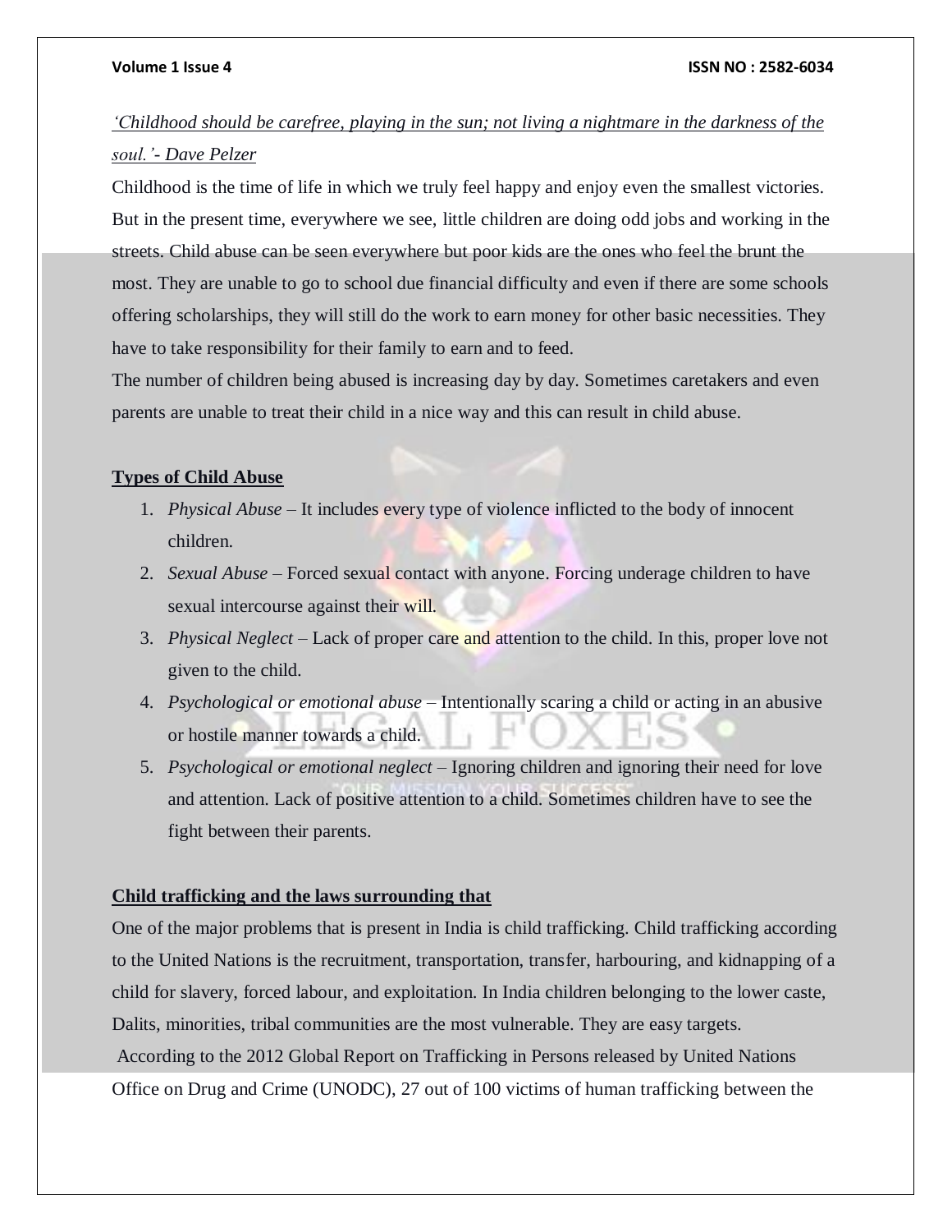*‘Childhood should be carefree, playing in the sun; not living a nightmare in the darkness of the soul.’- Dave Pelzer*

Childhood is the time of life in which we truly feel happy and enjoy even the smallest victories. But in the present time, everywhere we see, little children are doing odd jobs and working in the streets. Child abuse can be seen everywhere but poor kids are the ones who feel the brunt the most. They are unable to go to school due financial difficulty and even if there are some schools offering scholarships, they will still do the work to earn money for other basic necessities. They have to take responsibility for their family to earn and to feed.

The number of children being abused is increasing day by day. Sometimes caretakers and even parents are unable to treat their child in a nice way and this can result in child abuse.

**Types of Child Abuse**

1. *Physical Abuse* – It includes every type of violence inflicted to the body of innocent children.
2. *Sexual Abuse* – Forced sexual contact with anyone. Forcing underage children to have sexual intercourse against their will.
3. *Physical Neglect* – Lack of proper care and attention to the child. In this, proper love not given to the child.
4. *Psychological or emotional abuse* – Intentionally scaring a child or acting in an abusive or hostile manner towards a child.
5. *Psychological or emotional neglect* – Ignoring children and ignoring their need for love and attention. Lack of positive attention to a child. Sometimes children have to see the fight between their parents.

**Child trafficking and the laws surrounding that**

One of the major problems that is present in India is child trafficking. Child trafficking according to the United Nations is the recruitment, transportation, transfer, harbouring, and kidnapping of a child for slavery, forced labour, and exploitation. In India children belonging to the lower caste, Dalits, minorities, tribal communities are the most vulnerable. They are easy targets.

According to the 2012 Global Report on Trafficking in Persons released by United Nations Office on Drug and Crime (UNODC), 27 out of 100 victims of human trafficking between the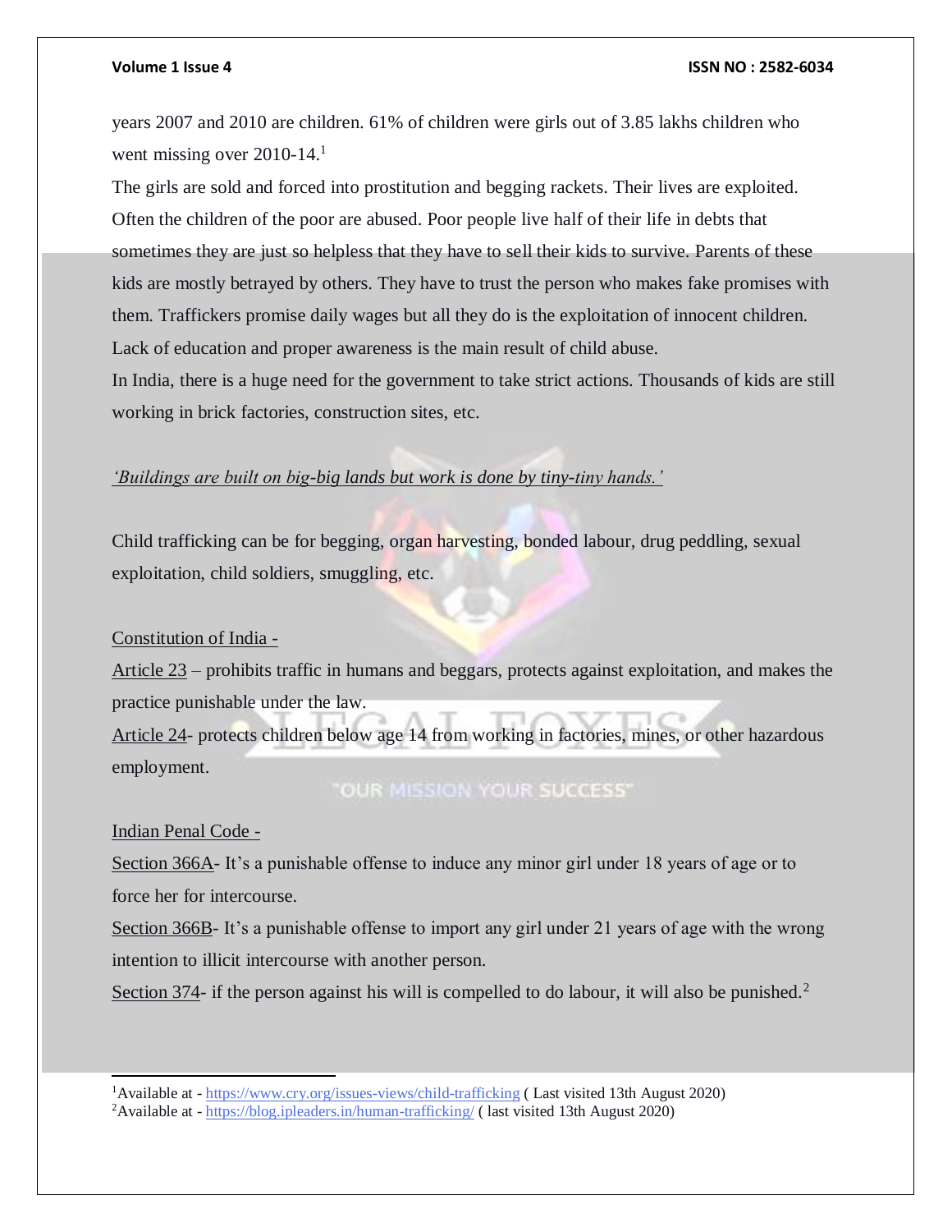years 2007 and 2010 are children. 61% of children were girls out of 3.85 lakhs children who went missing over 2010-14.[1]

The girls are sold and forced into prostitution and begging rackets. Their lives are exploited. Often the children of the poor are abused. Poor people live half of their life in debts that sometimes they are just so helpless that they have to sell their kids to survive. Parents of these kids are mostly betrayed by others. They have to trust the person who makes fake promises with them. Traffickers promise daily wages but all they do is the exploitation of innocent children. Lack of education and proper awareness is the main result of child abuse.

In India, there is a huge need for the government to take strict actions. Thousands of kids are still working in brick factories, construction sites, etc.

<u>*'Buildings are built on big-big lands but work is done by tiny-tiny hands.'*</u>

Child trafficking can be for begging, organ harvesting, bonded labour, drug peddling, sexual exploitation, child soldiers, smuggling, etc.

<u>Constitution of India -</u>

<u>Article 23</u> – prohibits traffic in humans and beggars, protects against exploitation, and makes the practice punishable under the law.

<u>Article 24</u>- protects children below age 14 from working in factories, mines, or other hazardous employment.

<u>Indian Penal Code -</u>

<u>Section 366A</u>- It's a punishable offense to induce any minor girl under 18 years of age or to force her for intercourse.

<u>Section 366B</u>- It's a punishable offense to import any girl under 21 years of age with the wrong intention to illicit intercourse with another person.

<u>Section 374</u>- if the person against his will is compelled to do labour, it will also be punished.[2]

---

[1]Available at - https://www.cry.org/issues-views/child-trafficking ( Last visited 13th August 2020)

[2]Available at - https://blog.ipleaders.in/human-trafficking/ ( last visited 13th August 2020)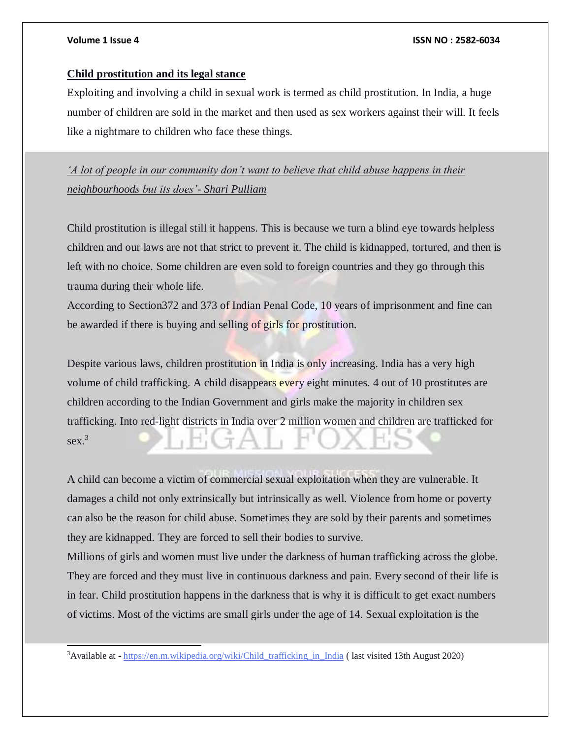**Child prostitution and its legal stance**

Exploiting and involving a child in sexual work is termed as child prostitution. In India, a huge number of children are sold in the market and then used as sex workers against their will. It feels like a nightmare to children who face these things.

*'A lot of people in our community don't want to believe that child abuse happens in their neighbourhoods but its does'- Shari Pulliam*

Child prostitution is illegal still it happens. This is because we turn a blind eye towards helpless children and our laws are not that strict to prevent it. The child is kidnapped, tortured, and then is left with no choice. Some children are even sold to foreign countries and they go through this trauma during their whole life.

According to Section372 and 373 of Indian Penal Code, 10 years of imprisonment and fine can be awarded if there is buying and selling of girls for prostitution.

Despite various laws, children prostitution in India is only increasing. India has a very high volume of child trafficking. A child disappears every eight minutes. 4 out of 10 prostitutes are children according to the Indian Government and girls make the majority in children sex trafficking. Into red-light districts in India over 2 million women and children are trafficked for sex.[3]

A child can become a victim of commercial sexual exploitation when they are vulnerable. It damages a child not only extrinsically but intrinsically as well. Violence from home or poverty can also be the reason for child abuse. Sometimes they are sold by their parents and sometimes they are kidnapped. They are forced to sell their bodies to survive.

Millions of girls and women must live under the darkness of human trafficking across the globe. They are forced and they must live in continuous darkness and pain. Every second of their life is in fear. Child prostitution happens in the darkness that is why it is difficult to get exact numbers of victims. Most of the victims are small girls under the age of 14. Sexual exploitation is the

---

[3]Available at - https://en.m.wikipedia.org/wiki/Child_trafficking_in_India ( last visited 13th August 2020)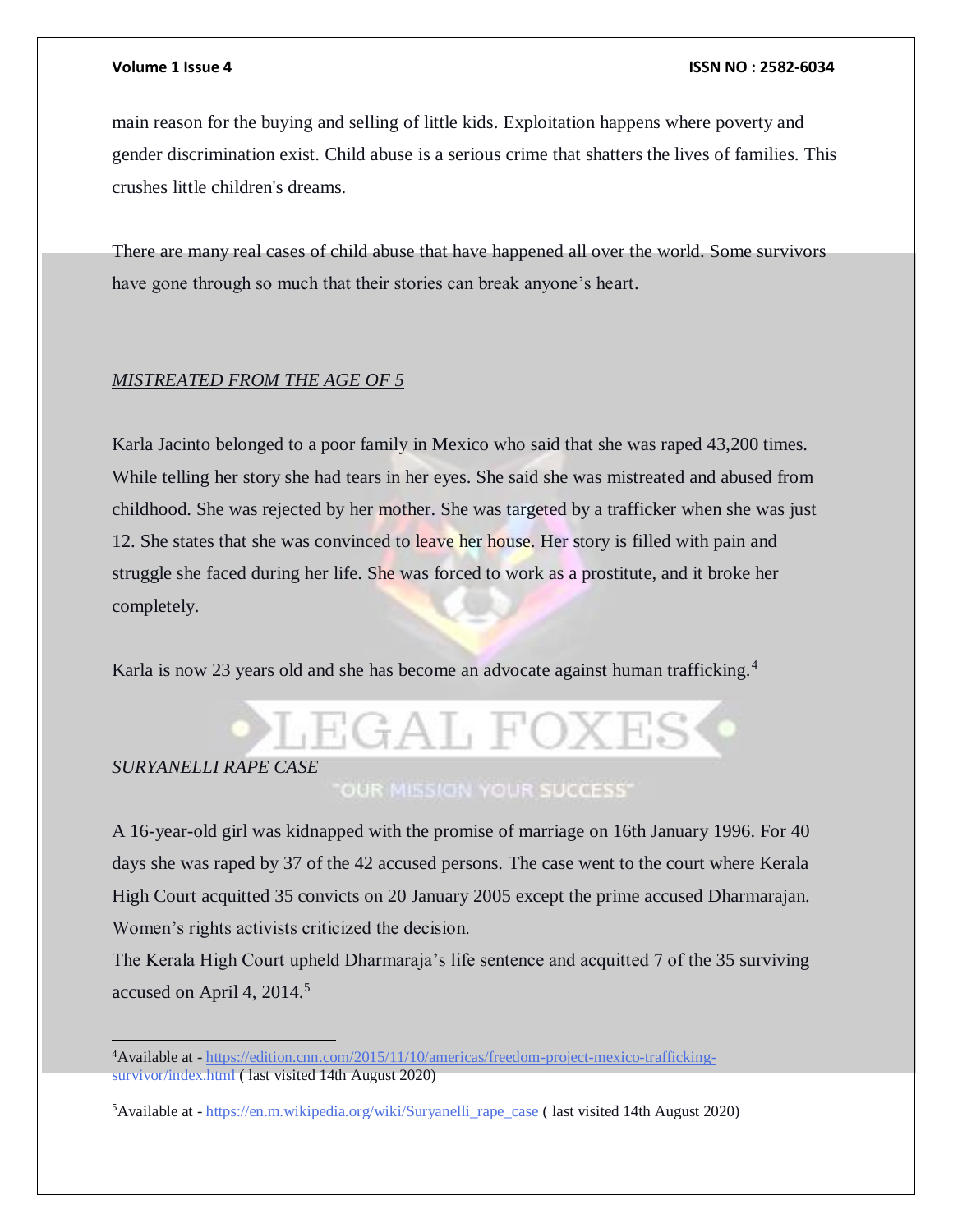main reason for the buying and selling of little kids. Exploitation happens where poverty and gender discrimination exist. Child abuse is a serious crime that shatters the lives of families. This crushes little children's dreams.

There are many real cases of child abuse that have happened all over the world. Some survivors have gone through so much that their stories can break anyone's heart.

*MISTREATED FROM THE AGE OF 5*

Karla Jacinto belonged to a poor family in Mexico who said that she was raped 43,200 times. While telling her story she had tears in her eyes. She said she was mistreated and abused from childhood. She was rejected by her mother. She was targeted by a trafficker when she was just 12. She states that she was convinced to leave her house. Her story is filled with pain and struggle she faced during her life. She was forced to work as a prostitute, and it broke her completely.

Karla is now 23 years old and she has become an advocate against human trafficking.[4]

*SURYANELLI RAPE CASE*

A 16-year-old girl was kidnapped with the promise of marriage on 16th January 1996. For 40 days she was raped by 37 of the 42 accused persons. The case went to the court where Kerala High Court acquitted 35 convicts on 20 January 2005 except the prime accused Dharmarajan. Women's rights activists criticized the decision.
The Kerala High Court upheld Dharmaraja's life sentence and acquitted 7 of the 35 surviving accused on April 4, 2014.[5]

---

[4]Available at - https://edition.cnn.com/2015/11/10/americas/freedom-project-mexico-trafficking-survivor/index.html ( last visited 14th August 2020)

[5]Available at - https://en.m.wikipedia.org/wiki/Suryanelli_rape_case ( last visited 14th August 2020)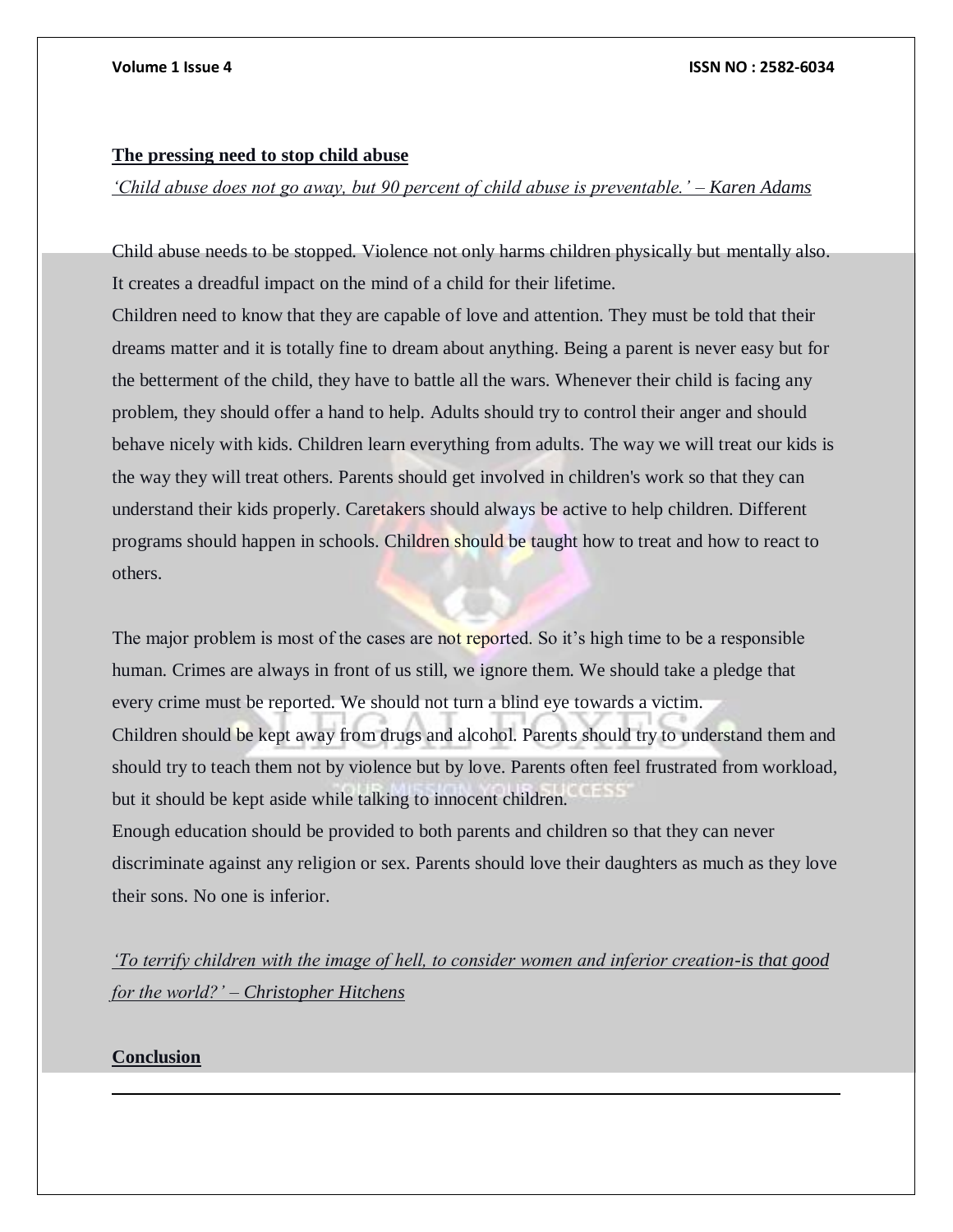**The pressing need to stop child abuse**

*'Child abuse does not go away, but 90 percent of child abuse is preventable.' – Karen Adams*

Child abuse needs to be stopped. Violence not only harms children physically but mentally also. It creates a dreadful impact on the mind of a child for their lifetime.

Children need to know that they are capable of love and attention. They must be told that their dreams matter and it is totally fine to dream about anything. Being a parent is never easy but for the betterment of the child, they have to battle all the wars. Whenever their child is facing any problem, they should offer a hand to help. Adults should try to control their anger and should behave nicely with kids. Children learn everything from adults. The way we will treat our kids is the way they will treat others. Parents should get involved in children's work so that they can understand their kids properly. Caretakers should always be active to help children. Different programs should happen in schools. Children should be taught how to treat and how to react to others.

The major problem is most of the cases are not reported. So it's high time to be a responsible human. Crimes are always in front of us still, we ignore them. We should take a pledge that every crime must be reported. We should not turn a blind eye towards a victim.

Children should be kept away from drugs and alcohol. Parents should try to understand them and should try to teach them not by violence but by love. Parents often feel frustrated from workload, but it should be kept aside while talking to innocent children.

Enough education should be provided to both parents and children so that they can never discriminate against any religion or sex. Parents should love their daughters as much as they love their sons. No one is inferior.

*'To terrify children with the image of hell, to consider women and inferior creation-is that good for the world?' – Christopher Hitchens*

**Conclusion**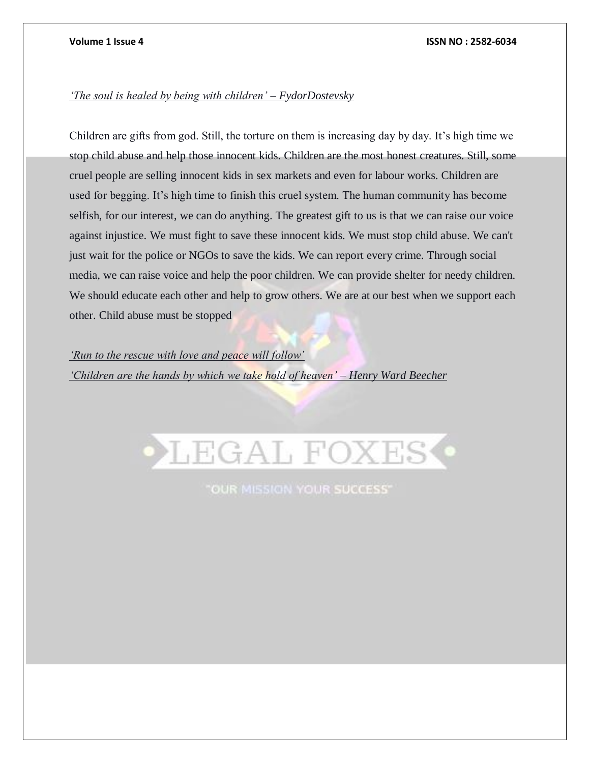*‘The soul is healed by being with children’ – FydorDostevsky*

Children are gifts from god. Still, the torture on them is increasing day by day. It’s high time we stop child abuse and help those innocent kids. Children are the most honest creatures. Still, some cruel people are selling innocent kids in sex markets and even for labour works. Children are used for begging. It’s high time to finish this cruel system. The human community has become selfish, for our interest, we can do anything. The greatest gift to us is that we can raise our voice against injustice. We must fight to save these innocent kids. We must stop child abuse. We can't just wait for the police or NGOs to save the kids. We can report every crime. Through social media, we can raise voice and help the poor children. We can provide shelter for needy children. We should educate each other and help to grow others. We are at our best when we support each other. Child abuse must be stopped

*‘Run to the rescue with love and peace will follow’*

*‘Children are the hands by which we take hold of heaven’ – Henry Ward Beecher*